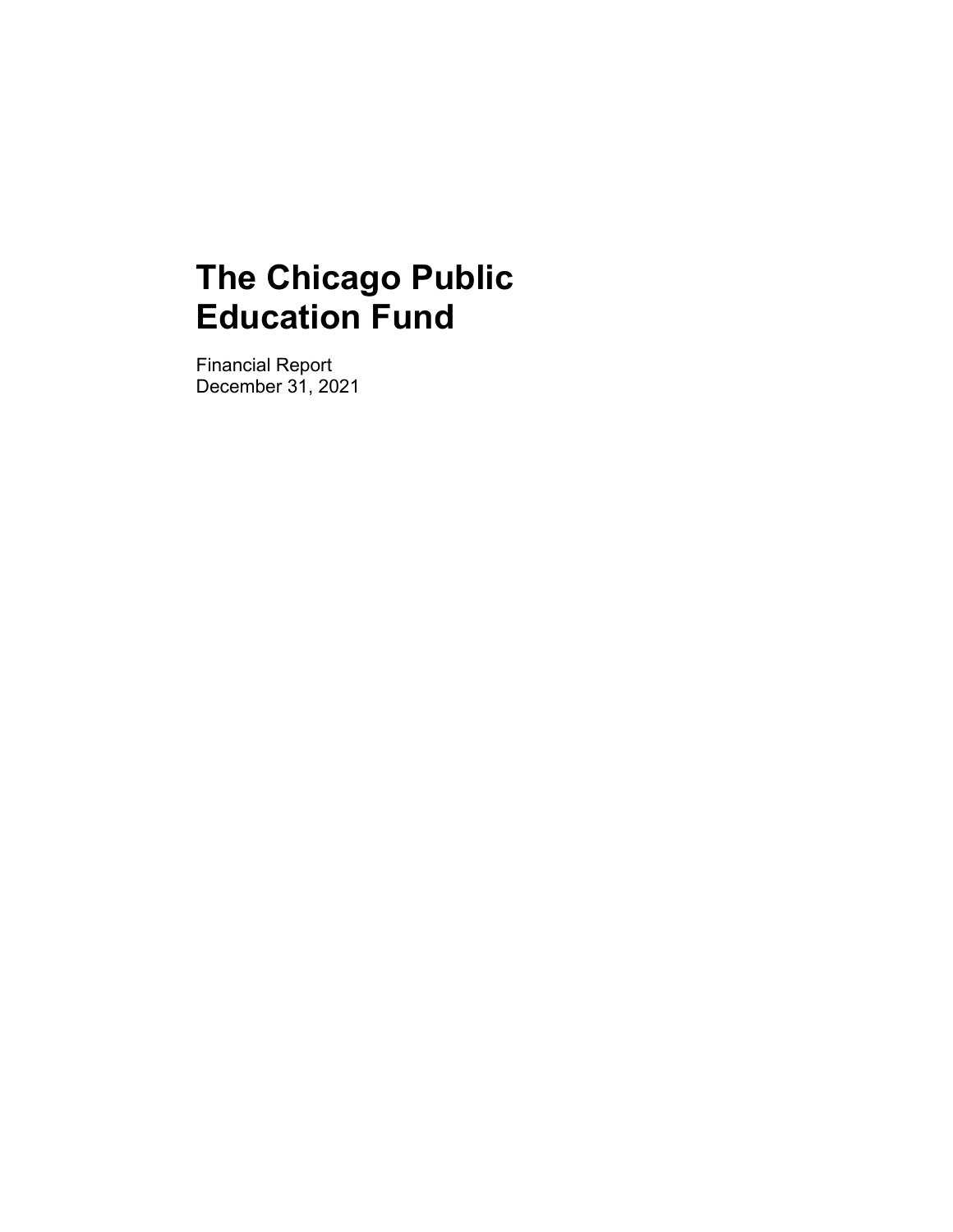# The Chicago Public Education Fund

Financial Report
December 31, 2021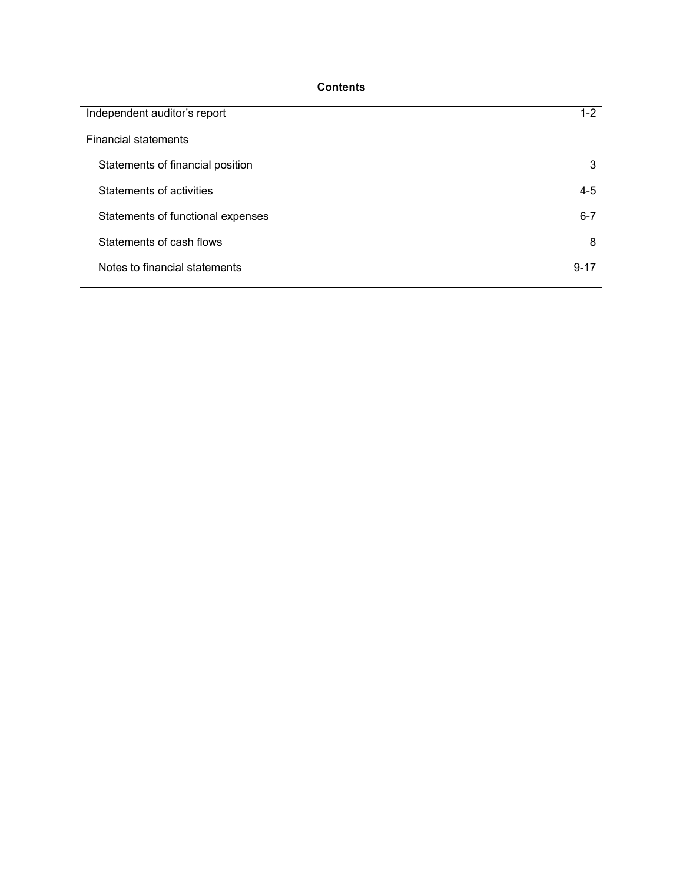# Contents

| | |
|---|---|
| Independent auditor's report | 1-2 |
| Financial statements | |
| Statements of financial position | 3 |
| Statements of activities | 4-5 |
| Statements of functional expenses | 6-7 |
| Statements of cash flows | 8 |
| Notes to financial statements | 9-17 |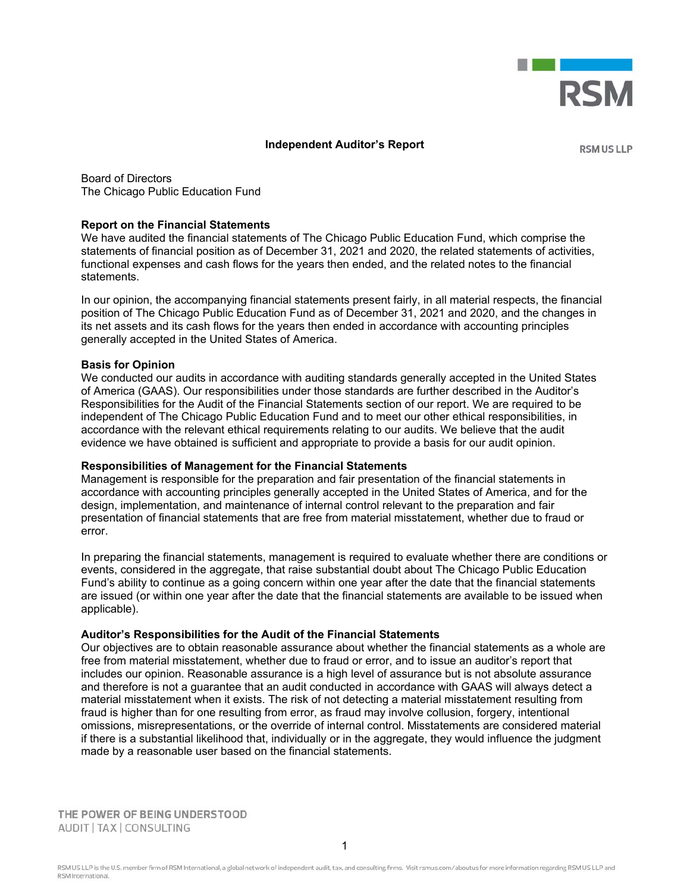# Independent Auditor's Report

Board of Directors
The Chicago Public Education Fund

## Report on the Financial Statements

We have audited the financial statements of The Chicago Public Education Fund, which comprise the statements of financial position as of December 31, 2021 and 2020, the related statements of activities, functional expenses and cash flows for the years then ended, and the related notes to the financial statements.

In our opinion, the accompanying financial statements present fairly, in all material respects, the financial position of The Chicago Public Education Fund as of December 31, 2021 and 2020, and the changes in its net assets and its cash flows for the years then ended in accordance with accounting principles generally accepted in the United States of America.

## Basis for Opinion

We conducted our audits in accordance with auditing standards generally accepted in the United States of America (GAAS). Our responsibilities under those standards are further described in the Auditor's Responsibilities for the Audit of the Financial Statements section of our report. We are required to be independent of The Chicago Public Education Fund and to meet our other ethical responsibilities, in accordance with the relevant ethical requirements relating to our audits. We believe that the audit evidence we have obtained is sufficient and appropriate to provide a basis for our audit opinion.

## Responsibilities of Management for the Financial Statements

Management is responsible for the preparation and fair presentation of the financial statements in accordance with accounting principles generally accepted in the United States of America, and for the design, implementation, and maintenance of internal control relevant to the preparation and fair presentation of financial statements that are free from material misstatement, whether due to fraud or error.

In preparing the financial statements, management is required to evaluate whether there are conditions or events, considered in the aggregate, that raise substantial doubt about The Chicago Public Education Fund's ability to continue as a going concern within one year after the date that the financial statements are issued (or within one year after the date that the financial statements are available to be issued when applicable).

## Auditor's Responsibilities for the Audit of the Financial Statements

Our objectives are to obtain reasonable assurance about whether the financial statements as a whole are free from material misstatement, whether due to fraud or error, and to issue an auditor's report that includes our opinion. Reasonable assurance is a high level of assurance but is not absolute assurance and therefore is not a guarantee that an audit conducted in accordance with GAAS will always detect a material misstatement when it exists. The risk of not detecting a material misstatement resulting from fraud is higher than for one resulting from error, as fraud may involve collusion, forgery, intentional omissions, misrepresentations, or the override of internal control. Misstatements are considered material if there is a substantial likelihood that, individually or in the aggregate, they would influence the judgment made by a reasonable user based on the financial statements.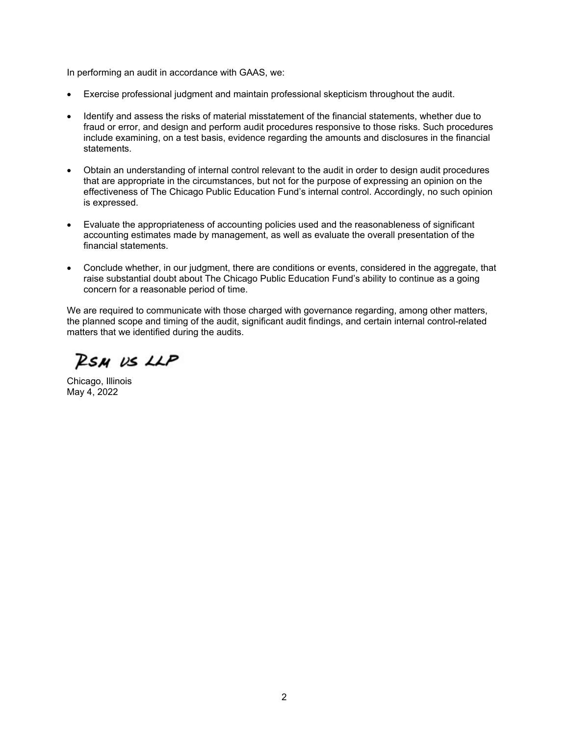In performing an audit in accordance with GAAS, we:

- Exercise professional judgment and maintain professional skepticism throughout the audit.
- Identify and assess the risks of material misstatement of the financial statements, whether due to fraud or error, and design and perform audit procedures responsive to those risks. Such procedures include examining, on a test basis, evidence regarding the amounts and disclosures in the financial statements.
- Obtain an understanding of internal control relevant to the audit in order to design audit procedures that are appropriate in the circumstances, but not for the purpose of expressing an opinion on the effectiveness of The Chicago Public Education Fund's internal control. Accordingly, no such opinion is expressed.
- Evaluate the appropriateness of accounting policies used and the reasonableness of significant accounting estimates made by management, as well as evaluate the overall presentation of the financial statements.
- Conclude whether, in our judgment, there are conditions or events, considered in the aggregate, that raise substantial doubt about The Chicago Public Education Fund's ability to continue as a going concern for a reasonable period of time.

We are required to communicate with those charged with governance regarding, among other matters, the planned scope and timing of the audit, significant audit findings, and certain internal control-related matters that we identified during the audits.

RSM US LLP

Chicago, Illinois
May 4, 2022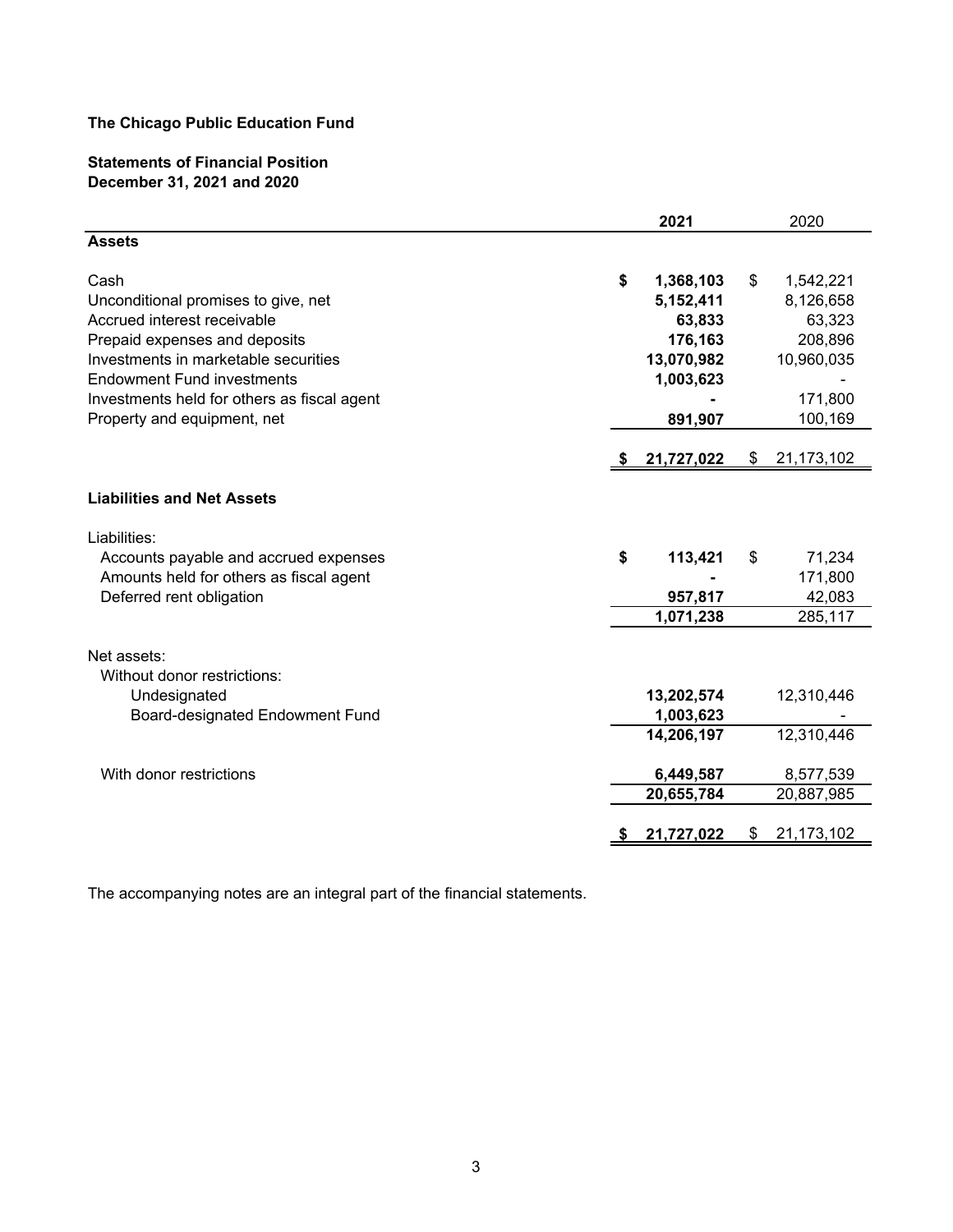**The Chicago Public Education Fund**

**Statements of Financial Position**
**December 31, 2021 and 2020**

| | **2021** | 2020 |
|---|---|---|
| **Assets** | | |
| Cash | **$ 1,368,103** | $ 1,542,221 |
| Unconditional promises to give, net | **5,152,411** | 8,126,658 |
| Accrued interest receivable | **63,833** | 63,323 |
| Prepaid expenses and deposits | **176,163** | 208,896 |
| Investments in marketable securities | **13,070,982** | 10,960,035 |
| Endowment Fund investments | **1,003,623** | - |
| Investments held for others as fiscal agent | **-** | 171,800 |
| Property and equipment, net | **891,907** | 100,169 |
| | **$ 21,727,022** | $ 21,173,102 |
| **Liabilities and Net Assets** | | |
| Liabilities: | | |
| Accounts payable and accrued expenses | **$ 113,421** | $ 71,234 |
| Amounts held for others as fiscal agent | **-** | 171,800 |
| Deferred rent obligation | **957,817** | 42,083 |
| | **1,071,238** | 285,117 |
| Net assets: | | |
| Without donor restrictions: | | |
| Undesignated | **13,202,574** | 12,310,446 |
| Board-designated Endowment Fund | **1,003,623** | - |
| | **14,206,197** | 12,310,446 |
| With donor restrictions | **6,449,587** | 8,577,539 |
| | **20,655,784** | 20,887,985 |
| | **$ 21,727,022** | $ 21,173,102 |

The accompanying notes are an integral part of the financial statements.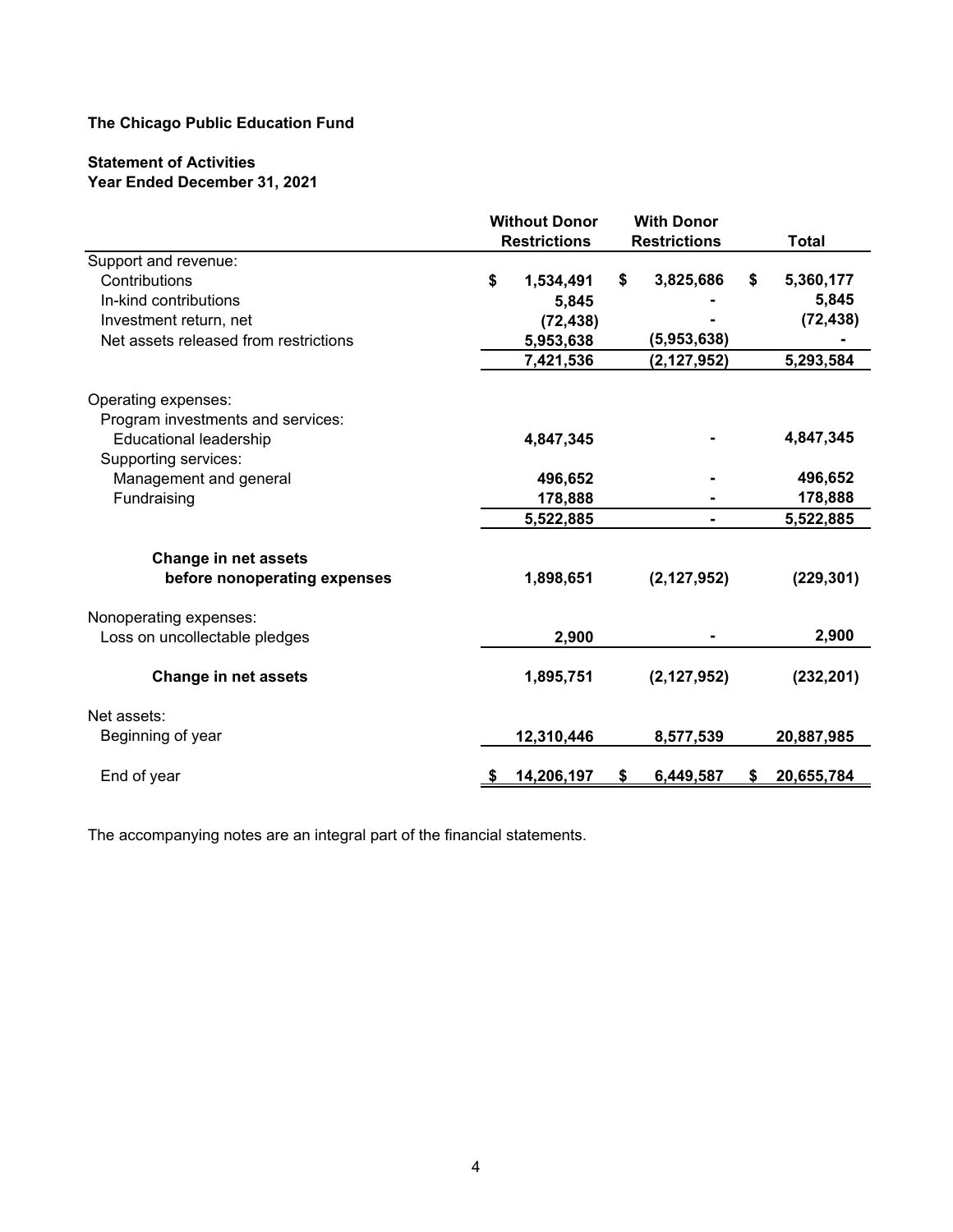**The Chicago Public Education Fund**

**Statement of Activities**
**Year Ended December 31, 2021**

| | Without Donor Restrictions | With Donor Restrictions | Total |
|---|---|---|---|
| Support and revenue: | | | |
| Contributions | $ 1,534,491 | $ 3,825,686 | $ 5,360,177 |
| In-kind contributions | 5,845 | - | 5,845 |
| Investment return, net | (72,438) | - | (72,438) |
| Net assets released from restrictions | 5,953,638 | (5,953,638) | - |
| | 7,421,536 | (2,127,952) | 5,293,584 |
| Operating expenses: | | | |
| Program investments and services: | | | |
| Educational leadership | 4,847,345 | - | 4,847,345 |
| Supporting services: | | | |
| Management and general | 496,652 | - | 496,652 |
| Fundraising | 178,888 | - | 178,888 |
| | 5,522,885 | - | 5,522,885 |
| **Change in net assets before nonoperating expenses** | 1,898,651 | (2,127,952) | (229,301) |
| Nonoperating expenses: | | | |
| Loss on uncollectable pledges | 2,900 | - | 2,900 |
| **Change in net assets** | 1,895,751 | (2,127,952) | (232,201) |
| Net assets: | | | |
| Beginning of year | 12,310,446 | 8,577,539 | 20,887,985 |
| End of year | $ 14,206,197 | $ 6,449,587 | $ 20,655,784 |

The accompanying notes are an integral part of the financial statements.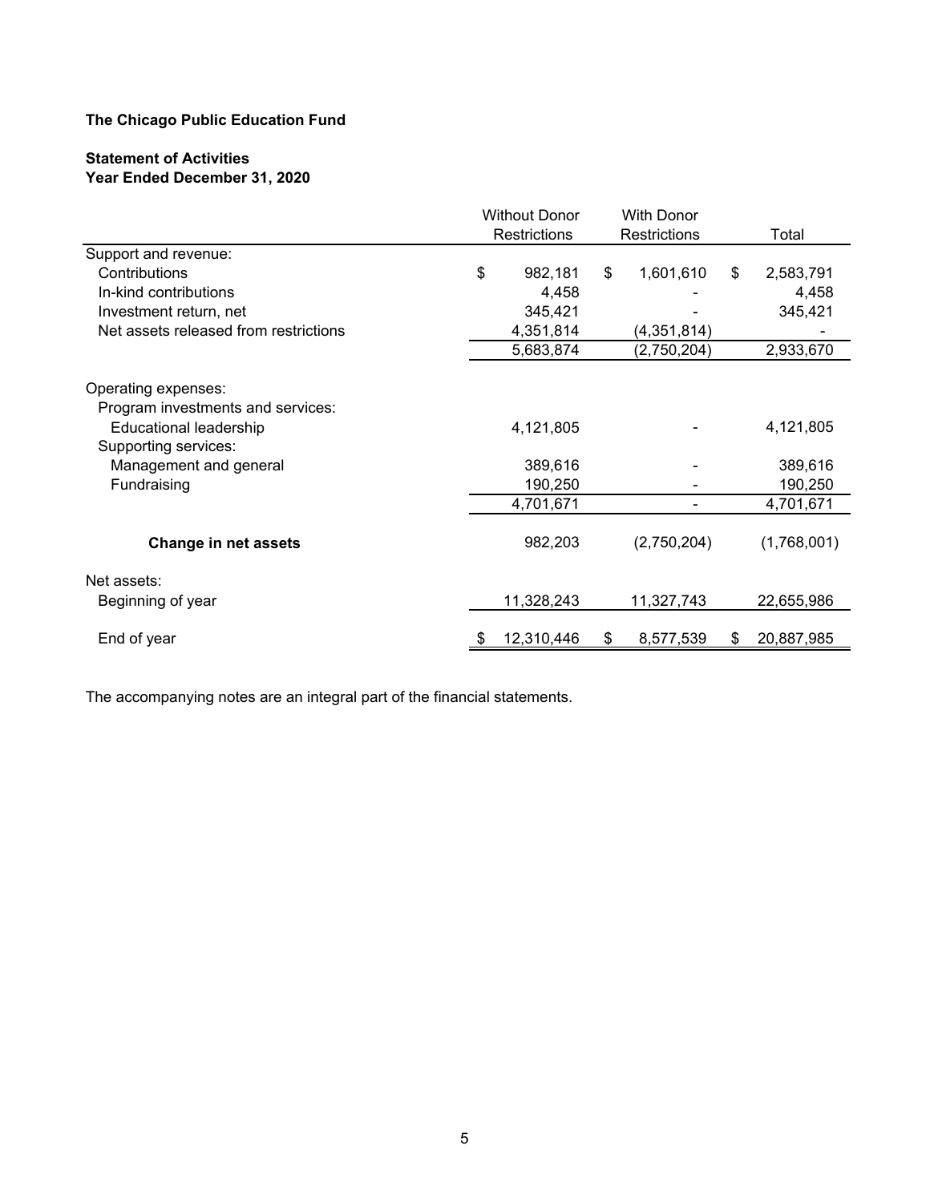**The Chicago Public Education Fund**

**Statement of Activities**
**Year Ended December 31, 2020**

| | Without Donor Restrictions | With Donor Restrictions | Total |
|---|---|---|---|
| Support and revenue: | | | |
| Contributions | $ 982,181 | $ 1,601,610 | $ 2,583,791 |
| In-kind contributions | 4,458 | - | 4,458 |
| Investment return, net | 345,421 | - | 345,421 |
| Net assets released from restrictions | 4,351,814 | (4,351,814) | - |
| | 5,683,874 | (2,750,204) | 2,933,670 |
| Operating expenses: | | | |
| Program investments and services: | | | |
| Educational leadership | 4,121,805 | - | 4,121,805 |
| Supporting services: | | | |
| Management and general | 389,616 | - | 389,616 |
| Fundraising | 190,250 | - | 190,250 |
| | 4,701,671 | - | 4,701,671 |
| **Change in net assets** | 982,203 | (2,750,204) | (1,768,001) |
| Net assets: | | | |
| Beginning of year | 11,328,243 | 11,327,743 | 22,655,986 |
| End of year | $ 12,310,446 | $ 8,577,539 | $ 20,887,985 |

The accompanying notes are an integral part of the financial statements.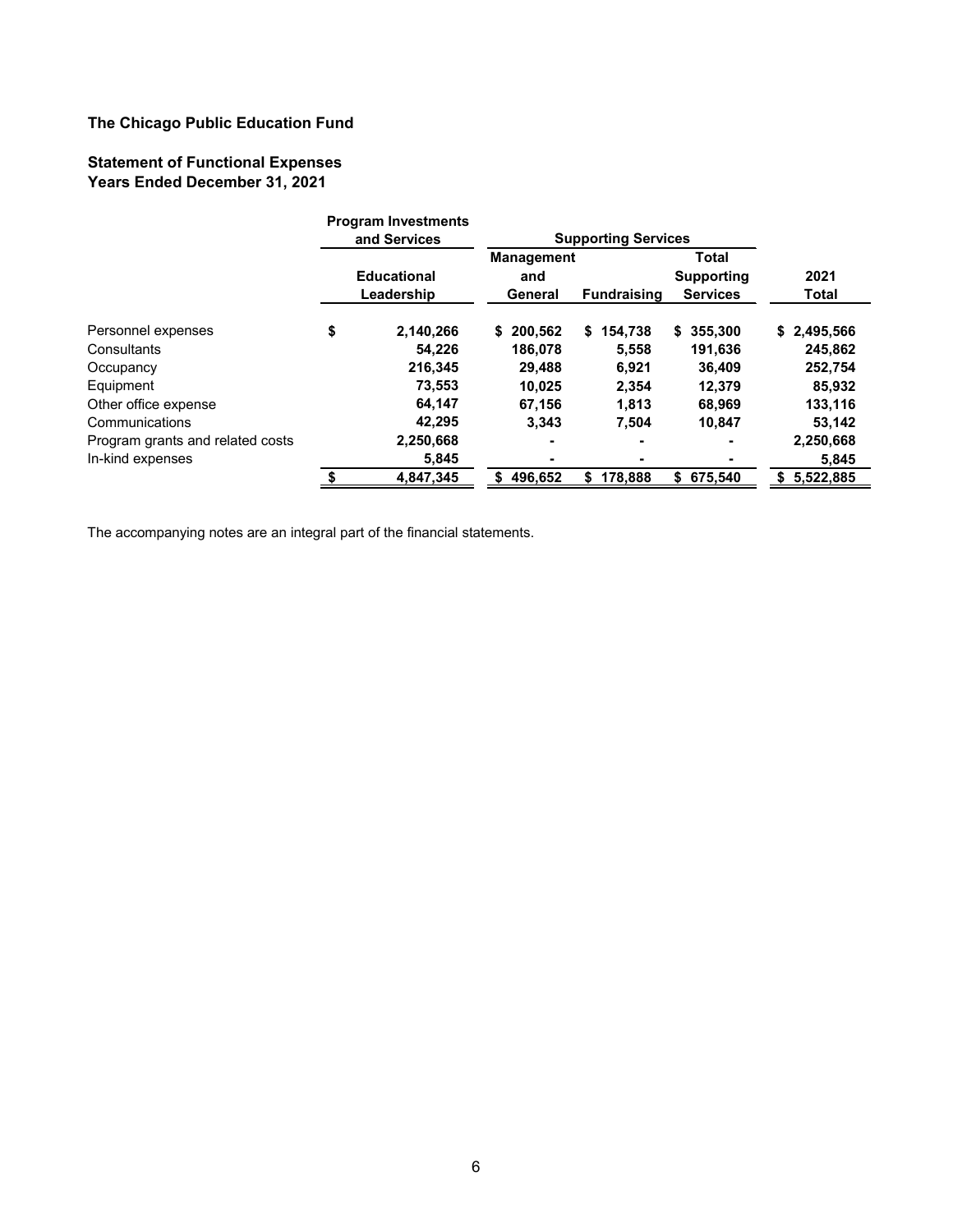**The Chicago Public Education Fund**

**Statement of Functional Expenses**
**Years Ended December 31, 2021**

| | Program Investments and Services | Supporting Services | | | |
|---|---|---|---|---|---|
| | Educational Leadership | Management and General | Fundraising | Total Supporting Services | 2021 Total |
| Personnel expenses | $ 2,140,266 | $ 200,562 | $ 154,738 | $ 355,300 | $ 2,495,566 |
| Consultants | 54,226 | 186,078 | 5,558 | 191,636 | 245,862 |
| Occupancy | 216,345 | 29,488 | 6,921 | 36,409 | 252,754 |
| Equipment | 73,553 | 10,025 | 2,354 | 12,379 | 85,932 |
| Other office expense | 64,147 | 67,156 | 1,813 | 68,969 | 133,116 |
| Communications | 42,295 | 3,343 | 7,504 | 10,847 | 53,142 |
| Program grants and related costs | 2,250,668 | - | - | - | 2,250,668 |
| In-kind expenses | 5,845 | - | - | - | 5,845 |
| | $ 4,847,345 | $ 496,652 | $ 178,888 | $ 675,540 | $ 5,522,885 |

The accompanying notes are an integral part of the financial statements.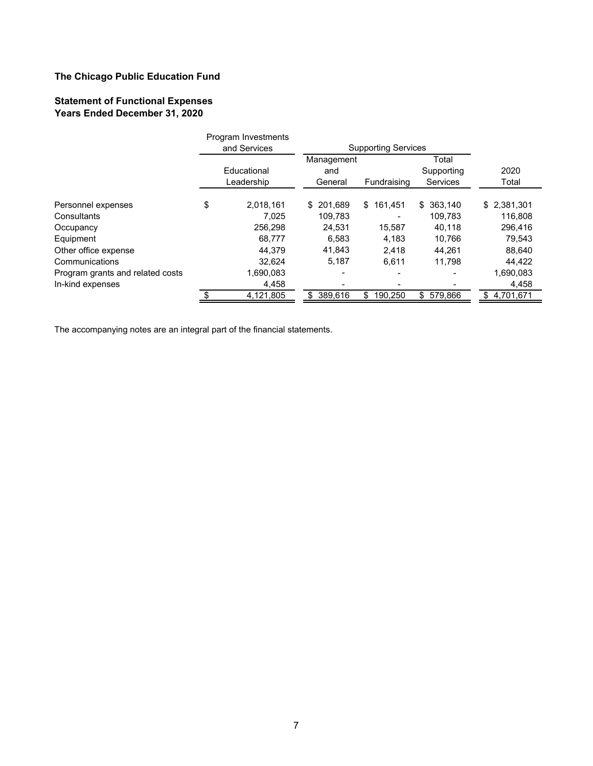## The Chicago Public Education Fund

### Statement of Functional Expenses
### Years Ended December 31, 2020

| | Program Investments and Services | Supporting Services | | | |
|---|---|---|---|---|---|
| | Educational Leadership | Management and General | Fundraising | Total Supporting Services | 2020 Total |
| Personnel expenses | $ 2,018,161 | $ 201,689 | $ 161,451 | $ 363,140 | $ 2,381,301 |
| Consultants | 7,025 | 109,783 | - | 109,783 | 116,808 |
| Occupancy | 256,298 | 24,531 | 15,587 | 40,118 | 296,416 |
| Equipment | 68,777 | 6,583 | 4,183 | 10,766 | 79,543 |
| Other office expense | 44,379 | 41,843 | 2,418 | 44,261 | 88,640 |
| Communications | 32,624 | 5,187 | 6,611 | 11,798 | 44,422 |
| Program grants and related costs | 1,690,083 | - | - | - | 1,690,083 |
| In-kind expenses | 4,458 | - | - | - | 4,458 |
| | $ 4,121,805 | $ 389,616 | $ 190,250 | $ 579,866 | $ 4,701,671 |

The accompanying notes are an integral part of the financial statements.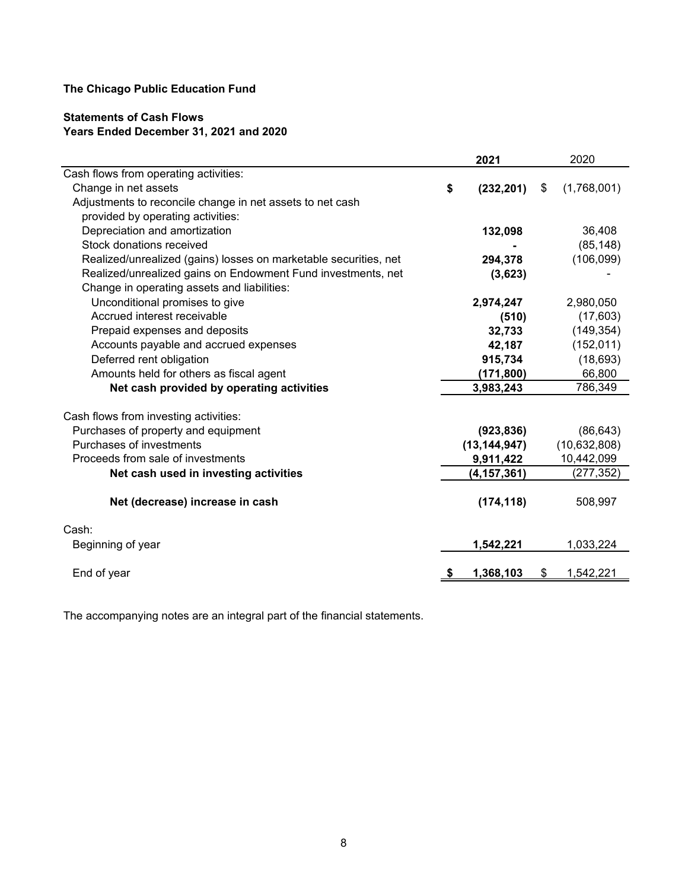**The Chicago Public Education Fund**

**Statements of Cash Flows**
**Years Ended December 31, 2021 and 2020**

| | **2021** | 2020 |
|---|---|---|
| Cash flows from operating activities: | | |
| Change in net assets | **$ (232,201)** | $ (1,768,001) |
| Adjustments to reconcile change in net assets to net cash provided by operating activities: | | |
| Depreciation and amortization | **132,098** | 36,408 |
| Stock donations received | **-** | (85,148) |
| Realized/unrealized (gains) losses on marketable securities, net | **294,378** | (106,099) |
| Realized/unrealized gains on Endowment Fund investments, net | **(3,623)** | - |
| Change in operating assets and liabilities: | | |
| Unconditional promises to give | **2,974,247** | 2,980,050 |
| Accrued interest receivable | **(510)** | (17,603) |
| Prepaid expenses and deposits | **32,733** | (149,354) |
| Accounts payable and accrued expenses | **42,187** | (152,011) |
| Deferred rent obligation | **915,734** | (18,693) |
| Amounts held for others as fiscal agent | **(171,800)** | 66,800 |
| **Net cash provided by operating activities** | **3,983,243** | 786,349 |
| Cash flows from investing activities: | | |
| Purchases of property and equipment | **(923,836)** | (86,643) |
| Purchases of investments | **(13,144,947)** | (10,632,808) |
| Proceeds from sale of investments | **9,911,422** | 10,442,099 |
| **Net cash used in investing activities** | **(4,157,361)** | (277,352) |
| **Net (decrease) increase in cash** | **(174,118)** | 508,997 |
| Cash: | | |
| Beginning of year | **1,542,221** | 1,033,224 |
| End of year | **$ 1,368,103** | $ 1,542,221 |

The accompanying notes are an integral part of the financial statements.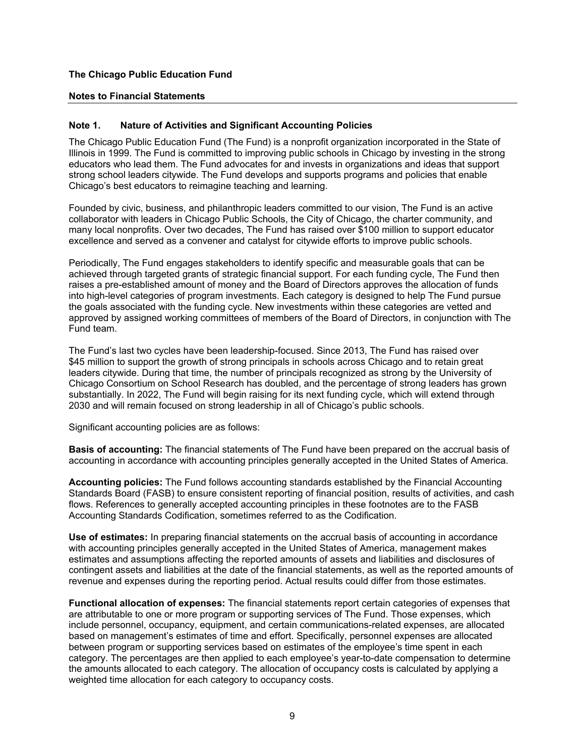**The Chicago Public Education Fund**

**Notes to Financial Statements**

## Note 1. Nature of Activities and Significant Accounting Policies

The Chicago Public Education Fund (The Fund) is a nonprofit organization incorporated in the State of Illinois in 1999. The Fund is committed to improving public schools in Chicago by investing in the strong educators who lead them. The Fund advocates for and invests in organizations and ideas that support strong school leaders citywide. The Fund develops and supports programs and policies that enable Chicago's best educators to reimagine teaching and learning.

Founded by civic, business, and philanthropic leaders committed to our vision, The Fund is an active collaborator with leaders in Chicago Public Schools, the City of Chicago, the charter community, and many local nonprofits. Over two decades, The Fund has raised over $100 million to support educator excellence and served as a convener and catalyst for citywide efforts to improve public schools.

Periodically, The Fund engages stakeholders to identify specific and measurable goals that can be achieved through targeted grants of strategic financial support. For each funding cycle, The Fund then raises a pre-established amount of money and the Board of Directors approves the allocation of funds into high-level categories of program investments. Each category is designed to help The Fund pursue the goals associated with the funding cycle. New investments within these categories are vetted and approved by assigned working committees of members of the Board of Directors, in conjunction with The Fund team.

The Fund's last two cycles have been leadership-focused. Since 2013, The Fund has raised over $45 million to support the growth of strong principals in schools across Chicago and to retain great leaders citywide. During that time, the number of principals recognized as strong by the University of Chicago Consortium on School Research has doubled, and the percentage of strong leaders has grown substantially. In 2022, The Fund will begin raising for its next funding cycle, which will extend through 2030 and will remain focused on strong leadership in all of Chicago's public schools.

Significant accounting policies are as follows:

**Basis of accounting:** The financial statements of The Fund have been prepared on the accrual basis of accounting in accordance with accounting principles generally accepted in the United States of America.

**Accounting policies:** The Fund follows accounting standards established by the Financial Accounting Standards Board (FASB) to ensure consistent reporting of financial position, results of activities, and cash flows. References to generally accepted accounting principles in these footnotes are to the FASB Accounting Standards Codification, sometimes referred to as the Codification.

**Use of estimates:** In preparing financial statements on the accrual basis of accounting in accordance with accounting principles generally accepted in the United States of America, management makes estimates and assumptions affecting the reported amounts of assets and liabilities and disclosures of contingent assets and liabilities at the date of the financial statements, as well as the reported amounts of revenue and expenses during the reporting period. Actual results could differ from those estimates.

**Functional allocation of expenses:** The financial statements report certain categories of expenses that are attributable to one or more program or supporting services of The Fund. Those expenses, which include personnel, occupancy, equipment, and certain communications-related expenses, are allocated based on management's estimates of time and effort. Specifically, personnel expenses are allocated between program or supporting services based on estimates of the employee's time spent in each category. The percentages are then applied to each employee's year-to-date compensation to determine the amounts allocated to each category. The allocation of occupancy costs is calculated by applying a weighted time allocation for each category to occupancy costs.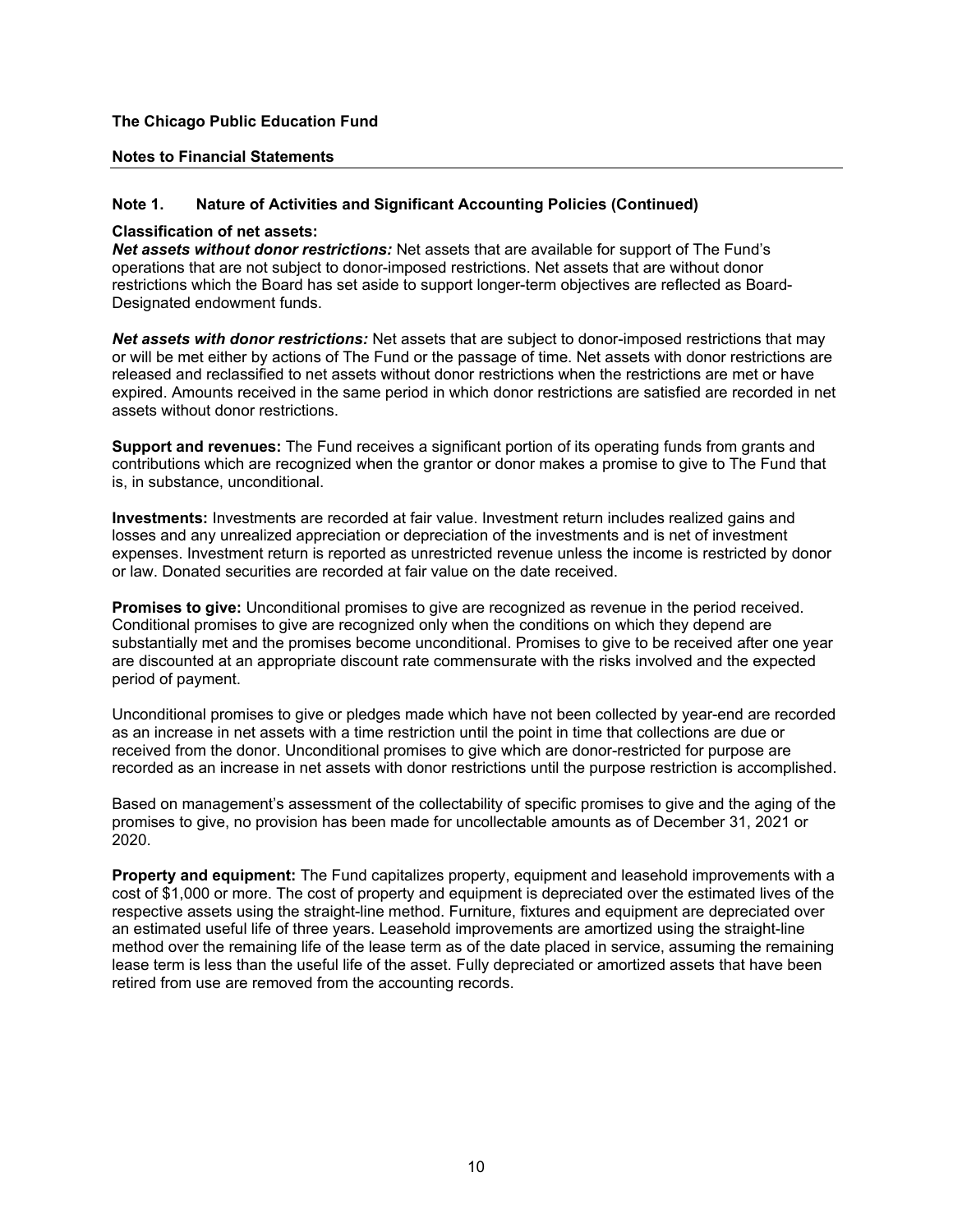**The Chicago Public Education Fund**

**Notes to Financial Statements**

### Note 1. Nature of Activities and Significant Accounting Policies (Continued)

**Classification of net assets:**
***Net assets without donor restrictions:*** Net assets that are available for support of The Fund's operations that are not subject to donor-imposed restrictions. Net assets that are without donor restrictions which the Board has set aside to support longer-term objectives are reflected as Board-Designated endowment funds.

***Net assets with donor restrictions:*** Net assets that are subject to donor-imposed restrictions that may or will be met either by actions of The Fund or the passage of time. Net assets with donor restrictions are released and reclassified to net assets without donor restrictions when the restrictions are met or have expired. Amounts received in the same period in which donor restrictions are satisfied are recorded in net assets without donor restrictions.

**Support and revenues:** The Fund receives a significant portion of its operating funds from grants and contributions which are recognized when the grantor or donor makes a promise to give to The Fund that is, in substance, unconditional.

**Investments:** Investments are recorded at fair value. Investment return includes realized gains and losses and any unrealized appreciation or depreciation of the investments and is net of investment expenses. Investment return is reported as unrestricted revenue unless the income is restricted by donor or law. Donated securities are recorded at fair value on the date received.

**Promises to give:** Unconditional promises to give are recognized as revenue in the period received. Conditional promises to give are recognized only when the conditions on which they depend are substantially met and the promises become unconditional. Promises to give to be received after one year are discounted at an appropriate discount rate commensurate with the risks involved and the expected period of payment.

Unconditional promises to give or pledges made which have not been collected by year-end are recorded as an increase in net assets with a time restriction until the point in time that collections are due or received from the donor. Unconditional promises to give which are donor-restricted for purpose are recorded as an increase in net assets with donor restrictions until the purpose restriction is accomplished.

Based on management's assessment of the collectability of specific promises to give and the aging of the promises to give, no provision has been made for uncollectable amounts as of December 31, 2021 or 2020.

**Property and equipment:** The Fund capitalizes property, equipment and leasehold improvements with a cost of $1,000 or more. The cost of property and equipment is depreciated over the estimated lives of the respective assets using the straight-line method. Furniture, fixtures and equipment are depreciated over an estimated useful life of three years. Leasehold improvements are amortized using the straight-line method over the remaining life of the lease term as of the date placed in service, assuming the remaining lease term is less than the useful life of the asset. Fully depreciated or amortized assets that have been retired from use are removed from the accounting records.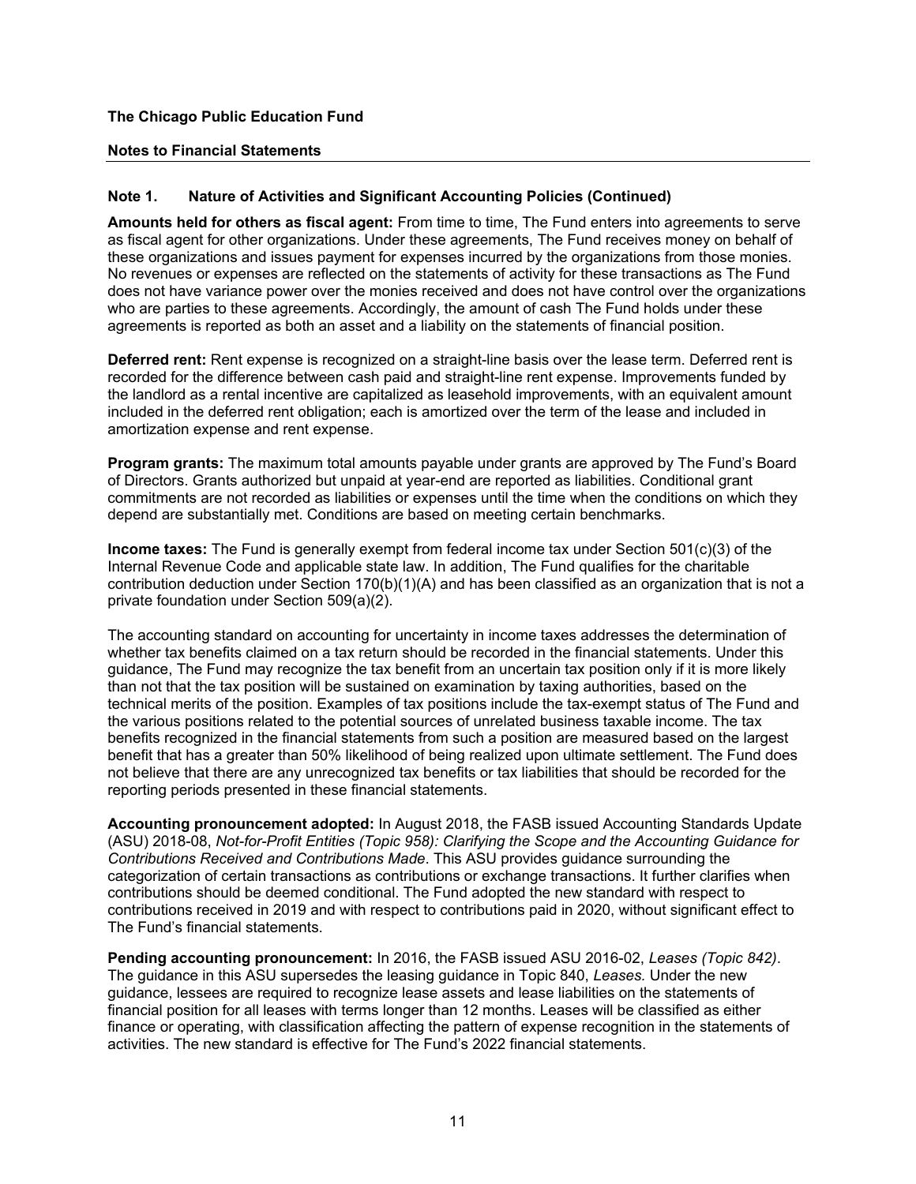**The Chicago Public Education Fund**

**Notes to Financial Statements**

## Note 1. Nature of Activities and Significant Accounting Policies (Continued)

**Amounts held for others as fiscal agent:** From time to time, The Fund enters into agreements to serve as fiscal agent for other organizations. Under these agreements, The Fund receives money on behalf of these organizations and issues payment for expenses incurred by the organizations from those monies. No revenues or expenses are reflected on the statements of activity for these transactions as The Fund does not have variance power over the monies received and does not have control over the organizations who are parties to these agreements. Accordingly, the amount of cash The Fund holds under these agreements is reported as both an asset and a liability on the statements of financial position.

**Deferred rent:** Rent expense is recognized on a straight-line basis over the lease term. Deferred rent is recorded for the difference between cash paid and straight-line rent expense. Improvements funded by the landlord as a rental incentive are capitalized as leasehold improvements, with an equivalent amount included in the deferred rent obligation; each is amortized over the term of the lease and included in amortization expense and rent expense.

**Program grants:** The maximum total amounts payable under grants are approved by The Fund's Board of Directors. Grants authorized but unpaid at year-end are reported as liabilities. Conditional grant commitments are not recorded as liabilities or expenses until the time when the conditions on which they depend are substantially met. Conditions are based on meeting certain benchmarks.

**Income taxes:** The Fund is generally exempt from federal income tax under Section 501(c)(3) of the Internal Revenue Code and applicable state law. In addition, The Fund qualifies for the charitable contribution deduction under Section 170(b)(1)(A) and has been classified as an organization that is not a private foundation under Section 509(a)(2).

The accounting standard on accounting for uncertainty in income taxes addresses the determination of whether tax benefits claimed on a tax return should be recorded in the financial statements. Under this guidance, The Fund may recognize the tax benefit from an uncertain tax position only if it is more likely than not that the tax position will be sustained on examination by taxing authorities, based on the technical merits of the position. Examples of tax positions include the tax-exempt status of The Fund and the various positions related to the potential sources of unrelated business taxable income. The tax benefits recognized in the financial statements from such a position are measured based on the largest benefit that has a greater than 50% likelihood of being realized upon ultimate settlement. The Fund does not believe that there are any unrecognized tax benefits or tax liabilities that should be recorded for the reporting periods presented in these financial statements.

**Accounting pronouncement adopted:** In August 2018, the FASB issued Accounting Standards Update (ASU) 2018-08, *Not-for-Profit Entities (Topic 958): Clarifying the Scope and the Accounting Guidance for Contributions Received and Contributions Made*. This ASU provides guidance surrounding the categorization of certain transactions as contributions or exchange transactions. It further clarifies when contributions should be deemed conditional. The Fund adopted the new standard with respect to contributions received in 2019 and with respect to contributions paid in 2020, without significant effect to The Fund's financial statements.

**Pending accounting pronouncement:** In 2016, the FASB issued ASU 2016-02, *Leases (Topic 842)*. The guidance in this ASU supersedes the leasing guidance in Topic 840, *Leases.* Under the new guidance, lessees are required to recognize lease assets and lease liabilities on the statements of financial position for all leases with terms longer than 12 months. Leases will be classified as either finance or operating, with classification affecting the pattern of expense recognition in the statements of activities. The new standard is effective for The Fund's 2022 financial statements.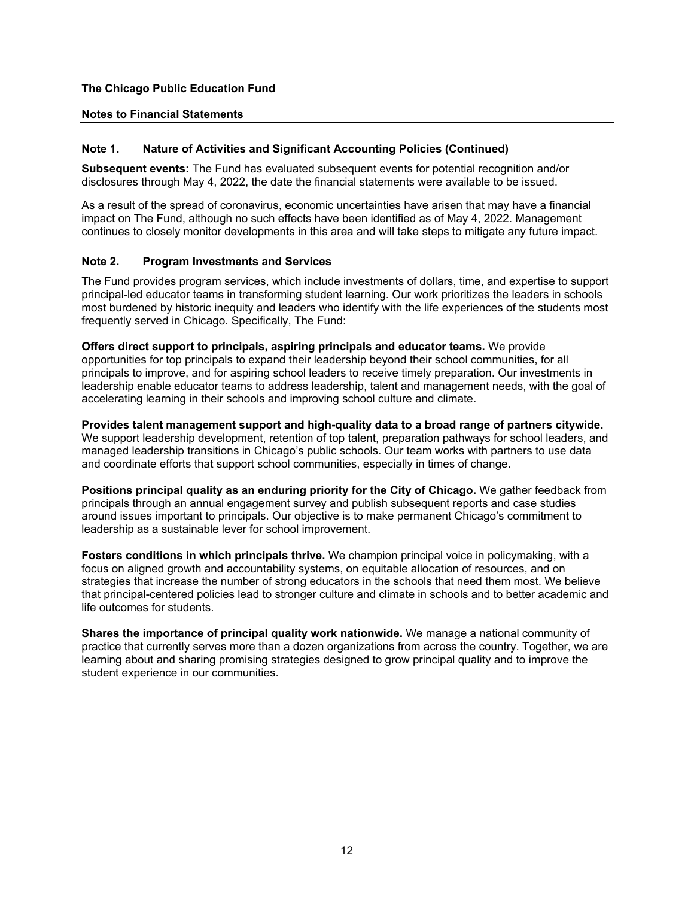**The Chicago Public Education Fund**

**Notes to Financial Statements**

### Note 1. Nature of Activities and Significant Accounting Policies (Continued)

**Subsequent events:** The Fund has evaluated subsequent events for potential recognition and/or disclosures through May 4, 2022, the date the financial statements were available to be issued.

As a result of the spread of coronavirus, economic uncertainties have arisen that may have a financial impact on The Fund, although no such effects have been identified as of May 4, 2022. Management continues to closely monitor developments in this area and will take steps to mitigate any future impact.

### Note 2. Program Investments and Services

The Fund provides program services, which include investments of dollars, time, and expertise to support principal-led educator teams in transforming student learning. Our work prioritizes the leaders in schools most burdened by historic inequity and leaders who identify with the life experiences of the students most frequently served in Chicago. Specifically, The Fund:

**Offers direct support to principals, aspiring principals and educator teams.** We provide opportunities for top principals to expand their leadership beyond their school communities, for all principals to improve, and for aspiring school leaders to receive timely preparation. Our investments in leadership enable educator teams to address leadership, talent and management needs, with the goal of accelerating learning in their schools and improving school culture and climate.

**Provides talent management support and high-quality data to a broad range of partners citywide.** We support leadership development, retention of top talent, preparation pathways for school leaders, and managed leadership transitions in Chicago's public schools. Our team works with partners to use data and coordinate efforts that support school communities, especially in times of change.

**Positions principal quality as an enduring priority for the City of Chicago.** We gather feedback from principals through an annual engagement survey and publish subsequent reports and case studies around issues important to principals. Our objective is to make permanent Chicago's commitment to leadership as a sustainable lever for school improvement.

**Fosters conditions in which principals thrive.** We champion principal voice in policymaking, with a focus on aligned growth and accountability systems, on equitable allocation of resources, and on strategies that increase the number of strong educators in the schools that need them most. We believe that principal-centered policies lead to stronger culture and climate in schools and to better academic and life outcomes for students.

**Shares the importance of principal quality work nationwide.** We manage a national community of practice that currently serves more than a dozen organizations from across the country. Together, we are learning about and sharing promising strategies designed to grow principal quality and to improve the student experience in our communities.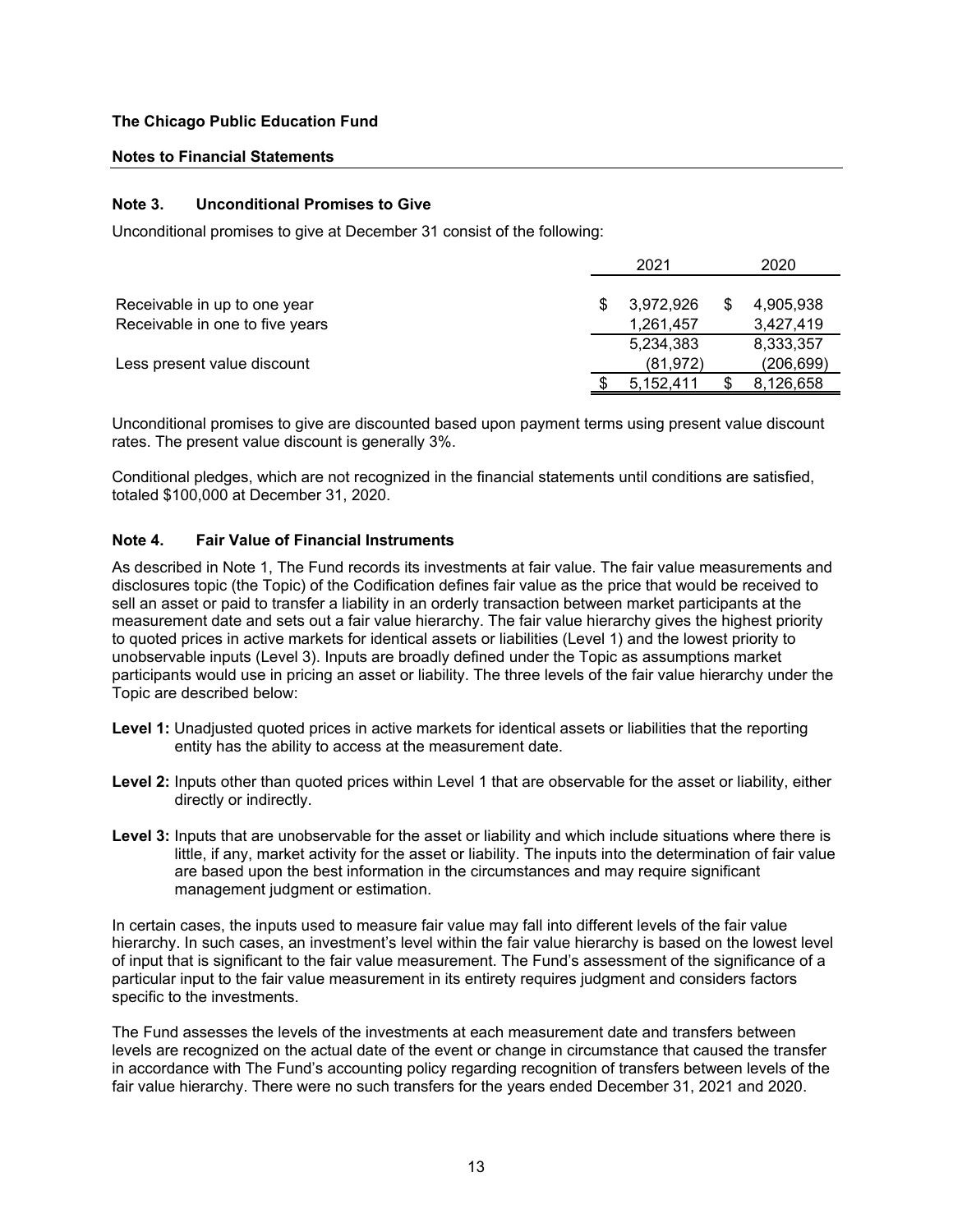**The Chicago Public Education Fund**

**Notes to Financial Statements**

### Note 3. Unconditional Promises to Give

Unconditional promises to give at December 31 consist of the following:

| | 2021 | 2020 |
|---|---|---|
| Receivable in up to one year | $ 3,972,926 | $ 4,905,938 |
| Receivable in one to five years | 1,261,457 | 3,427,419 |
| | 5,234,383 | 8,333,357 |
| Less present value discount | (81,972) | (206,699) |
| | $ 5,152,411 | $ 8,126,658 |

Unconditional promises to give are discounted based upon payment terms using present value discount rates. The present value discount is generally 3%.

Conditional pledges, which are not recognized in the financial statements until conditions are satisfied, totaled $100,000 at December 31, 2020.

### Note 4. Fair Value of Financial Instruments

As described in Note 1, The Fund records its investments at fair value. The fair value measurements and disclosures topic (the Topic) of the Codification defines fair value as the price that would be received to sell an asset or paid to transfer a liability in an orderly transaction between market participants at the measurement date and sets out a fair value hierarchy. The fair value hierarchy gives the highest priority to quoted prices in active markets for identical assets or liabilities (Level 1) and the lowest priority to unobservable inputs (Level 3). Inputs are broadly defined under the Topic as assumptions market participants would use in pricing an asset or liability. The three levels of the fair value hierarchy under the Topic are described below:

**Level 1:** Unadjusted quoted prices in active markets for identical assets or liabilities that the reporting entity has the ability to access at the measurement date.

**Level 2:** Inputs other than quoted prices within Level 1 that are observable for the asset or liability, either directly or indirectly.

**Level 3:** Inputs that are unobservable for the asset or liability and which include situations where there is little, if any, market activity for the asset or liability. The inputs into the determination of fair value are based upon the best information in the circumstances and may require significant management judgment or estimation.

In certain cases, the inputs used to measure fair value may fall into different levels of the fair value hierarchy. In such cases, an investment's level within the fair value hierarchy is based on the lowest level of input that is significant to the fair value measurement. The Fund's assessment of the significance of a particular input to the fair value measurement in its entirety requires judgment and considers factors specific to the investments.

The Fund assesses the levels of the investments at each measurement date and transfers between levels are recognized on the actual date of the event or change in circumstance that caused the transfer in accordance with The Fund's accounting policy regarding recognition of transfers between levels of the fair value hierarchy. There were no such transfers for the years ended December 31, 2021 and 2020.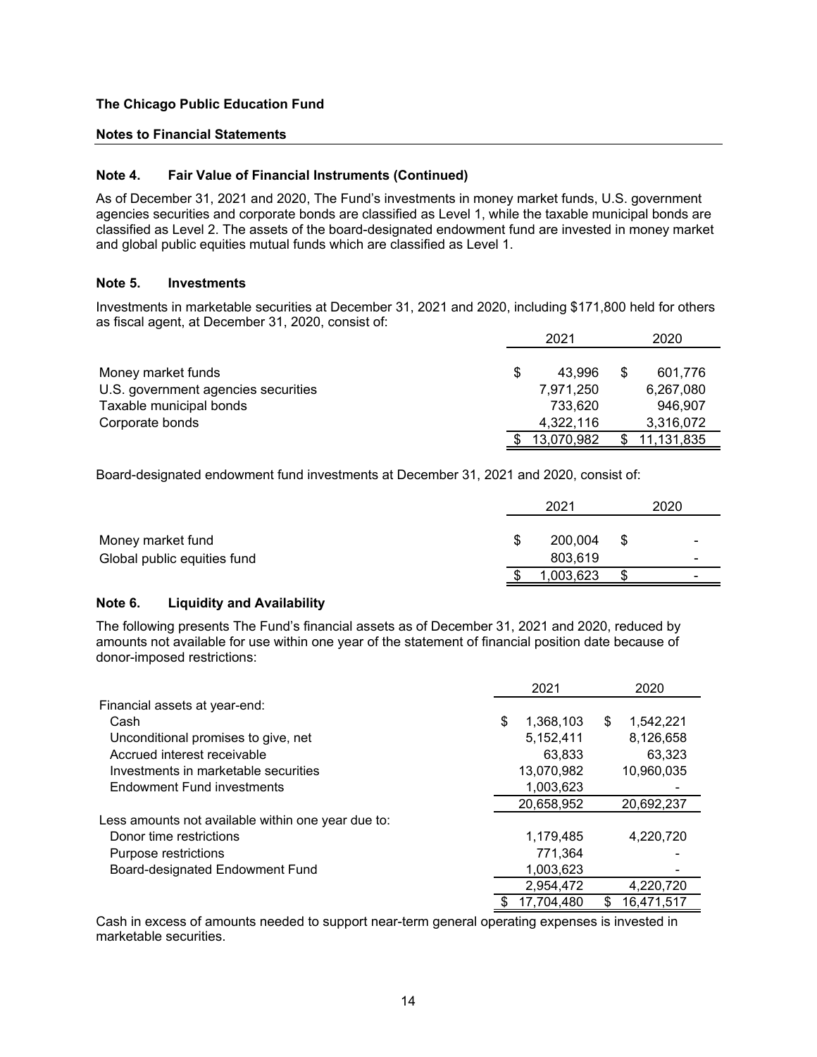**The Chicago Public Education Fund**

**Notes to Financial Statements**

### Note 4. Fair Value of Financial Instruments (Continued)

As of December 31, 2021 and 2020, The Fund's investments in money market funds, U.S. government agencies securities and corporate bonds are classified as Level 1, while the taxable municipal bonds are classified as Level 2. The assets of the board-designated endowment fund are invested in money market and global public equities mutual funds which are classified as Level 1.

### Note 5. Investments

Investments in marketable securities at December 31, 2021 and 2020, including $171,800 held for others as fiscal agent, at December 31, 2020, consist of:

| | 2021 | 2020 |
|---|---|---|
| Money market funds | $ 43,996 | $ 601,776 |
| U.S. government agencies securities | 7,971,250 | 6,267,080 |
| Taxable municipal bonds | 733,620 | 946,907 |
| Corporate bonds | 4,322,116 | 3,316,072 |
| | $ 13,070,982 | $ 11,131,835 |

Board-designated endowment fund investments at December 31, 2021 and 2020, consist of:

| | 2021 | 2020 |
|---|---|---|
| Money market fund | $ 200,004 | $ - |
| Global public equities fund | 803,619 | - |
| | $ 1,003,623 | $ - |

### Note 6. Liquidity and Availability

The following presents The Fund's financial assets as of December 31, 2021 and 2020, reduced by amounts not available for use within one year of the statement of financial position date because of donor-imposed restrictions:

| | 2021 | 2020 |
|---|---|---|
| Financial assets at year-end: | | |
| Cash | $ 1,368,103 | $ 1,542,221 |
| Unconditional promises to give, net | 5,152,411 | 8,126,658 |
| Accrued interest receivable | 63,833 | 63,323 |
| Investments in marketable securities | 13,070,982 | 10,960,035 |
| Endowment Fund investments | 1,003,623 | - |
| | 20,658,952 | 20,692,237 |
| Less amounts not available within one year due to: | | |
| Donor time restrictions | 1,179,485 | 4,220,720 |
| Purpose restrictions | 771,364 | - |
| Board-designated Endowment Fund | 1,003,623 | - |
| | 2,954,472 | 4,220,720 |
| | $ 17,704,480 | $ 16,471,517 |

Cash in excess of amounts needed to support near-term general operating expenses is invested in marketable securities.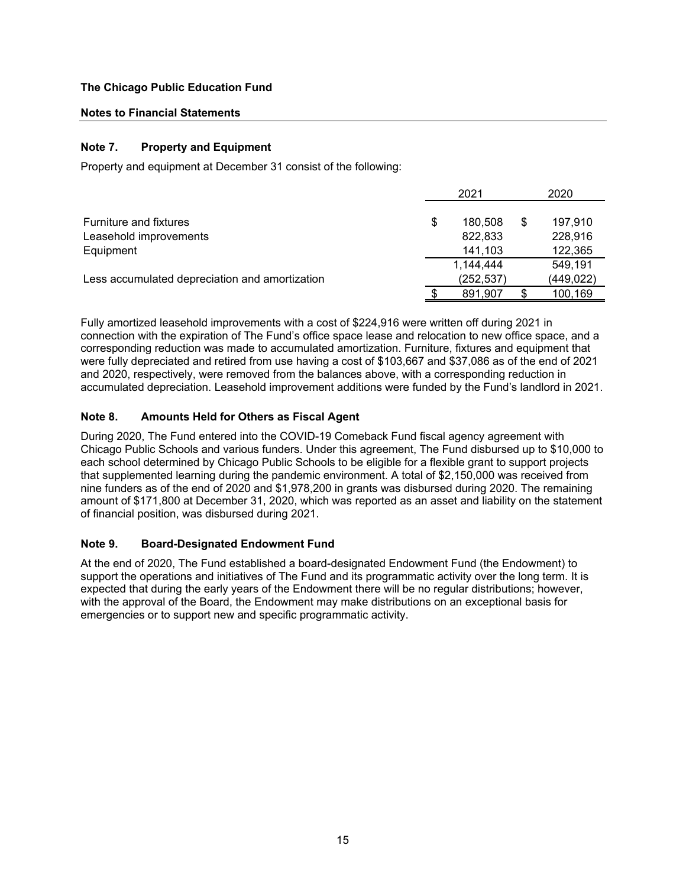**The Chicago Public Education Fund**

**Notes to Financial Statements**

### Note 7. Property and Equipment

Property and equipment at December 31 consist of the following:

| | 2021 | 2020 |
|---|---|---|
| Furniture and fixtures | $ 180,508 | $ 197,910 |
| Leasehold improvements | 822,833 | 228,916 |
| Equipment | 141,103 | 122,365 |
| | 1,144,444 | 549,191 |
| Less accumulated depreciation and amortization | (252,537) | (449,022) |
| | $ 891,907 | $ 100,169 |

Fully amortized leasehold improvements with a cost of $224,916 were written off during 2021 in connection with the expiration of The Fund's office space lease and relocation to new office space, and a corresponding reduction was made to accumulated amortization. Furniture, fixtures and equipment that were fully depreciated and retired from use having a cost of $103,667 and $37,086 as of the end of 2021 and 2020, respectively, were removed from the balances above, with a corresponding reduction in accumulated depreciation. Leasehold improvement additions were funded by the Fund's landlord in 2021.

### Note 8. Amounts Held for Others as Fiscal Agent

During 2020, The Fund entered into the COVID-19 Comeback Fund fiscal agency agreement with Chicago Public Schools and various funders. Under this agreement, The Fund disbursed up to $10,000 to each school determined by Chicago Public Schools to be eligible for a flexible grant to support projects that supplemented learning during the pandemic environment. A total of $2,150,000 was received from nine funders as of the end of 2020 and $1,978,200 in grants was disbursed during 2020. The remaining amount of $171,800 at December 31, 2020, which was reported as an asset and liability on the statement of financial position, was disbursed during 2021.

### Note 9. Board-Designated Endowment Fund

At the end of 2020, The Fund established a board-designated Endowment Fund (the Endowment) to support the operations and initiatives of The Fund and its programmatic activity over the long term. It is expected that during the early years of the Endowment there will be no regular distributions; however, with the approval of the Board, the Endowment may make distributions on an exceptional basis for emergencies or to support new and specific programmatic activity.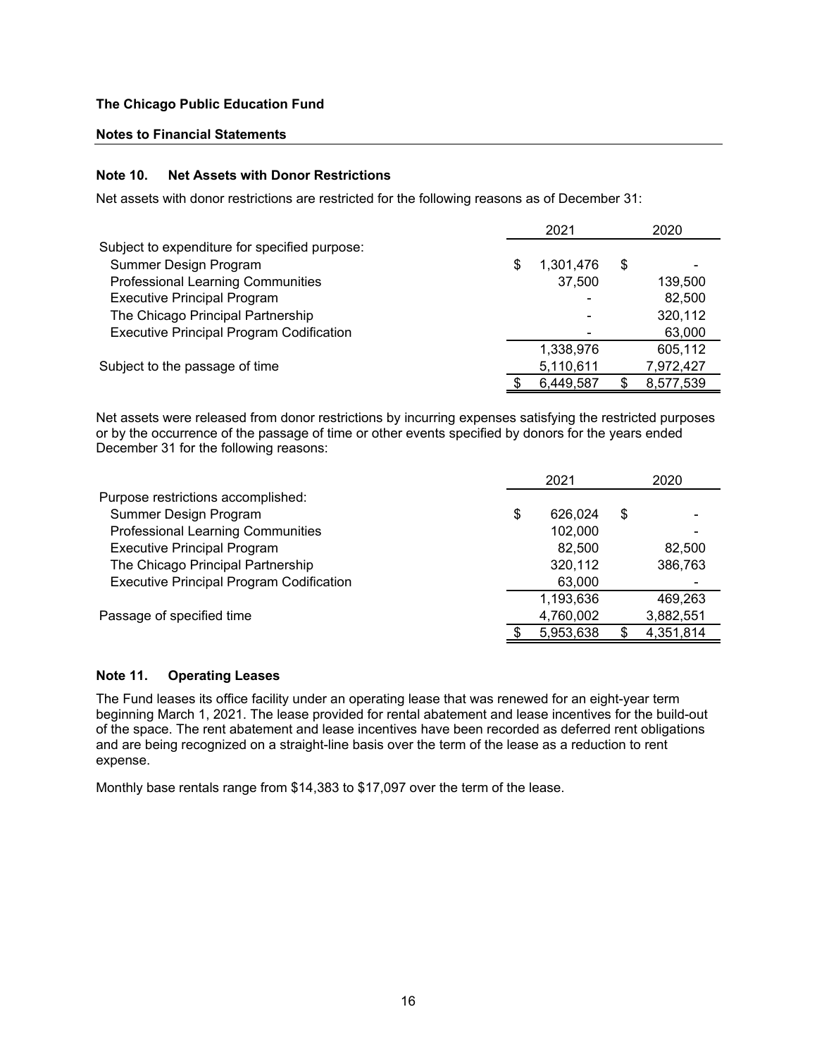**The Chicago Public Education Fund**

**Notes to Financial Statements**

### Note 10. Net Assets with Donor Restrictions

Net assets with donor restrictions are restricted for the following reasons as of December 31:

| | 2021 | 2020 |
|---|---|---|
| Subject to expenditure for specified purpose: | | |
| Summer Design Program | $ 1,301,476 | $ - |
| Professional Learning Communities | 37,500 | 139,500 |
| Executive Principal Program | - | 82,500 |
| The Chicago Principal Partnership | - | 320,112 |
| Executive Principal Program Codification | - | 63,000 |
| | 1,338,976 | 605,112 |
| Subject to the passage of time | 5,110,611 | 7,972,427 |
| | $ 6,449,587 | $ 8,577,539 |

Net assets were released from donor restrictions by incurring expenses satisfying the restricted purposes or by the occurrence of the passage of time or other events specified by donors for the years ended December 31 for the following reasons:

| | 2021 | 2020 |
|---|---|---|
| Purpose restrictions accomplished: | | |
| Summer Design Program | $ 626,024 | $ - |
| Professional Learning Communities | 102,000 | - |
| Executive Principal Program | 82,500 | 82,500 |
| The Chicago Principal Partnership | 320,112 | 386,763 |
| Executive Principal Program Codification | 63,000 | - |
| | 1,193,636 | 469,263 |
| Passage of specified time | 4,760,002 | 3,882,551 |
| | $ 5,953,638 | $ 4,351,814 |

### Note 11. Operating Leases

The Fund leases its office facility under an operating lease that was renewed for an eight-year term beginning March 1, 2021. The lease provided for rental abatement and lease incentives for the build-out of the space. The rent abatement and lease incentives have been recorded as deferred rent obligations and are being recognized on a straight-line basis over the term of the lease as a reduction to rent expense.

Monthly base rentals range from $14,383 to $17,097 over the term of the lease.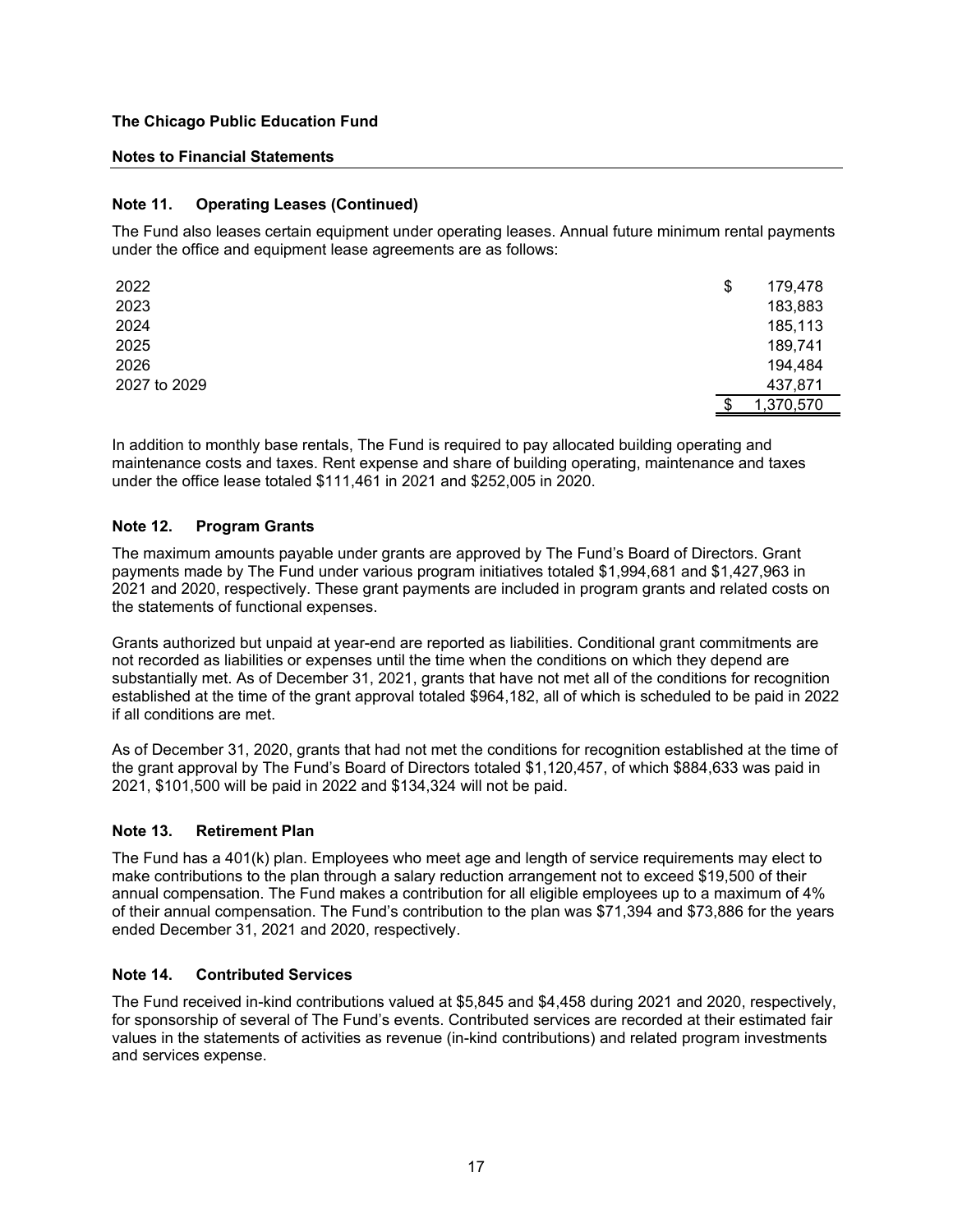**The Chicago Public Education Fund**

**Notes to Financial Statements**

### Note 11. Operating Leases (Continued)

The Fund also leases certain equipment under operating leases. Annual future minimum rental payments under the office and equipment lease agreements are as follows:

| | |
|---|---|
| 2022 | $ 179,478 |
| 2023 | 183,883 |
| 2024 | 185,113 |
| 2025 | 189,741 |
| 2026 | 194,484 |
| 2027 to 2029 | 437,871 |
| | $ 1,370,570 |

In addition to monthly base rentals, The Fund is required to pay allocated building operating and maintenance costs and taxes. Rent expense and share of building operating, maintenance and taxes under the office lease totaled $111,461 in 2021 and $252,005 in 2020.

### Note 12. Program Grants

The maximum amounts payable under grants are approved by The Fund's Board of Directors. Grant payments made by The Fund under various program initiatives totaled $1,994,681 and $1,427,963 in 2021 and 2020, respectively. These grant payments are included in program grants and related costs on the statements of functional expenses.

Grants authorized but unpaid at year-end are reported as liabilities. Conditional grant commitments are not recorded as liabilities or expenses until the time when the conditions on which they depend are substantially met. As of December 31, 2021, grants that have not met all of the conditions for recognition established at the time of the grant approval totaled $964,182, all of which is scheduled to be paid in 2022 if all conditions are met.

As of December 31, 2020, grants that had not met the conditions for recognition established at the time of the grant approval by The Fund's Board of Directors totaled $1,120,457, of which $884,633 was paid in 2021, $101,500 will be paid in 2022 and $134,324 will not be paid.

### Note 13. Retirement Plan

The Fund has a 401(k) plan. Employees who meet age and length of service requirements may elect to make contributions to the plan through a salary reduction arrangement not to exceed $19,500 of their annual compensation. The Fund makes a contribution for all eligible employees up to a maximum of 4% of their annual compensation. The Fund's contribution to the plan was $71,394 and $73,886 for the years ended December 31, 2021 and 2020, respectively.

### Note 14. Contributed Services

The Fund received in-kind contributions valued at $5,845 and $4,458 during 2021 and 2020, respectively, for sponsorship of several of The Fund's events. Contributed services are recorded at their estimated fair values in the statements of activities as revenue (in-kind contributions) and related program investments and services expense.